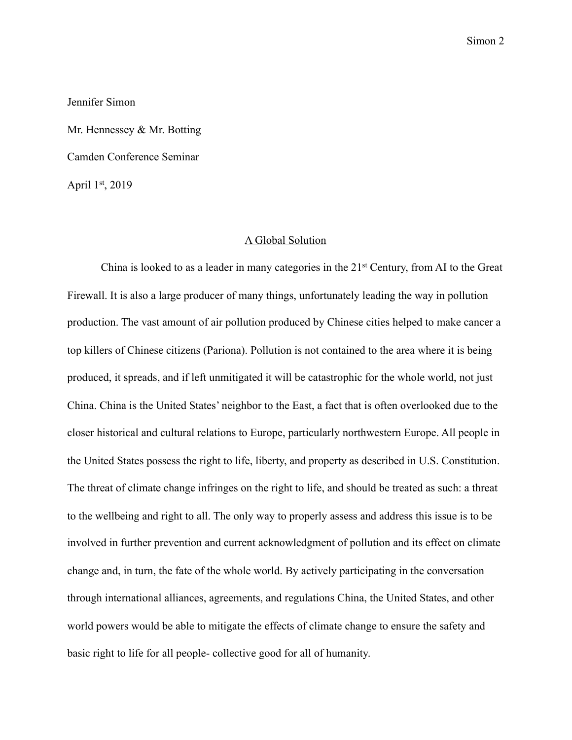Jennifer Simon

Mr. Hennessey & Mr. Botting

Camden Conference Seminar

April 1st, 2019

A Global Solution

China is looked to as a leader in many categories in the 21st Century, from AI to the Great Firewall. It is also a large producer of many things, unfortunately leading the way in pollution production. The vast amount of air pollution produced by Chinese cities helped to make cancer a top killers of Chinese citizens (Pariona). Pollution is not contained to the area where it is being produced, it spreads, and if left unmitigated it will be catastrophic for the whole world, not just China. China is the United States' neighbor to the East, a fact that is often overlooked due to the closer historical and cultural relations to Europe, particularly northwestern Europe. All people in the United States possess the right to life, liberty, and property as described in U.S. Constitution. The threat of climate change infringes on the right to life, and should be treated as such: a threat to the wellbeing and right to all. The only way to properly assess and address this issue is to be involved in further prevention and current acknowledgment of pollution and its effect on climate change and, in turn, the fate of the whole world. By actively participating in the conversation through international alliances, agreements, and regulations China, the United States, and other world powers would be able to mitigate the effects of climate change to ensure the safety and basic right to life for all people- collective good for all of humanity.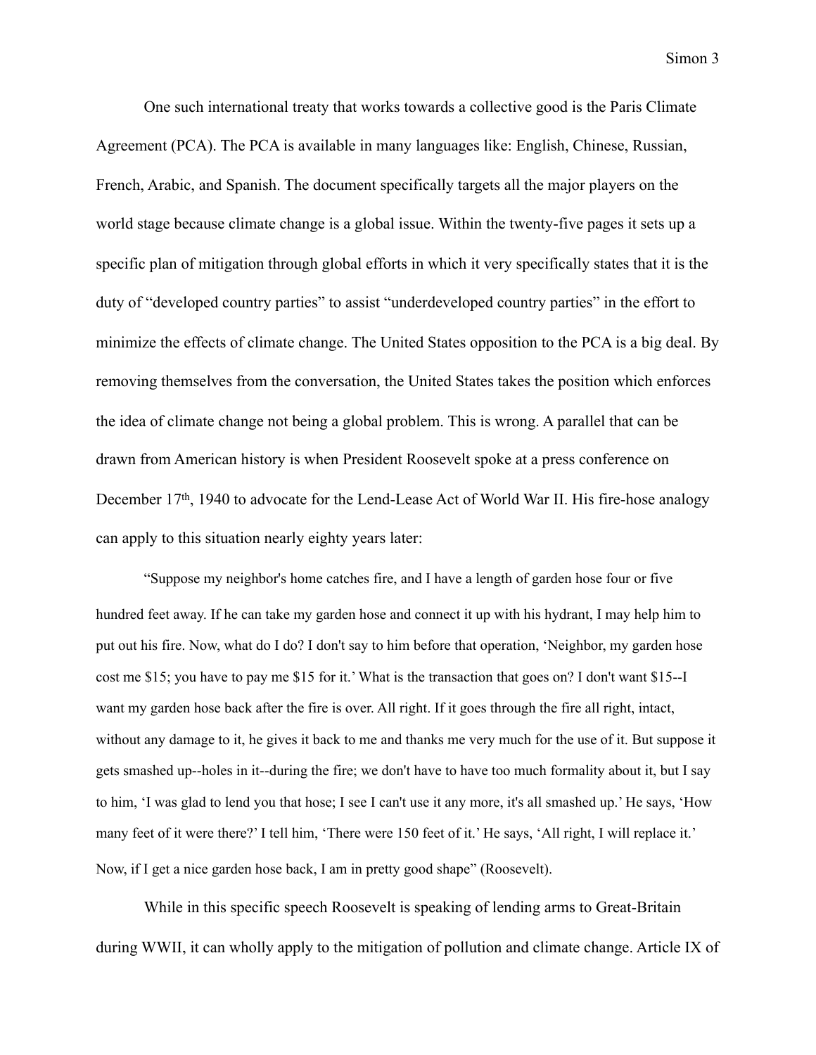One such international treaty that works towards a collective good is the Paris Climate Agreement (PCA). The PCA is available in many languages like: English, Chinese, Russian, French, Arabic, and Spanish. The document specifically targets all the major players on the world stage because climate change is a global issue. Within the twenty-five pages it sets up a specific plan of mitigation through global efforts in which it very specifically states that it is the duty of "developed country parties" to assist "underdeveloped country parties" in the effort to minimize the effects of climate change. The United States opposition to the PCA is a big deal. By removing themselves from the conversation, the United States takes the position which enforces the idea of climate change not being a global problem. This is wrong. A parallel that can be drawn from American history is when President Roosevelt spoke at a press conference on December 17th, 1940 to advocate for the Lend-Lease Act of World War II. His fire-hose analogy can apply to this situation nearly eighty years later:

> "Suppose my neighbor's home catches fire, and I have a length of garden hose four or five hundred feet away. If he can take my garden hose and connect it up with his hydrant, I may help him to put out his fire. Now, what do I do? I don't say to him before that operation, 'Neighbor, my garden hose cost me $15; you have to pay me $15 for it.' What is the transaction that goes on? I don't want $15--I want my garden hose back after the fire is over. All right. If it goes through the fire all right, intact, without any damage to it, he gives it back to me and thanks me very much for the use of it. But suppose it gets smashed up--holes in it--during the fire; we don't have to have too much formality about it, but I say to him, 'I was glad to lend you that hose; I see I can't use it any more, it's all smashed up.' He says, 'How many feet of it were there?' I tell him, 'There were 150 feet of it.' He says, 'All right, I will replace it.' Now, if I get a nice garden hose back, I am in pretty good shape" (Roosevelt).

While in this specific speech Roosevelt is speaking of lending arms to Great-Britain during WWII, it can wholly apply to the mitigation of pollution and climate change. Article IX of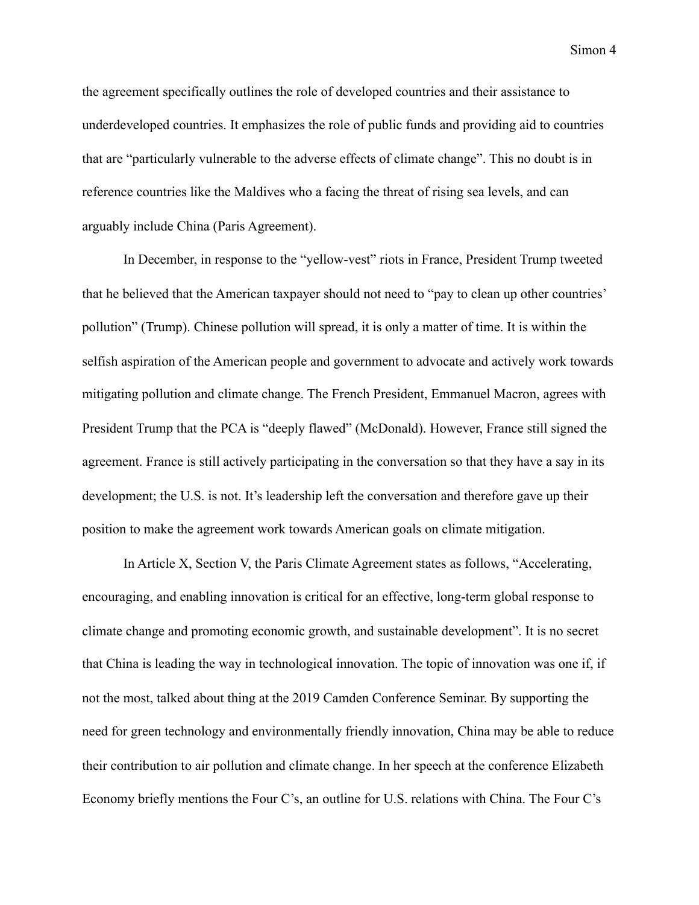the agreement specifically outlines the role of developed countries and their assistance to underdeveloped countries. It emphasizes the role of public funds and providing aid to countries that are "particularly vulnerable to the adverse effects of climate change". This no doubt is in reference countries like the Maldives who a facing the threat of rising sea levels, and can arguably include China (Paris Agreement).

In December, in response to the "yellow-vest" riots in France, President Trump tweeted that he believed that the American taxpayer should not need to "pay to clean up other countries' pollution" (Trump). Chinese pollution will spread, it is only a matter of time. It is within the selfish aspiration of the American people and government to advocate and actively work towards mitigating pollution and climate change. The French President, Emmanuel Macron, agrees with President Trump that the PCA is "deeply flawed" (McDonald). However, France still signed the agreement. France is still actively participating in the conversation so that they have a say in its development; the U.S. is not. It's leadership left the conversation and therefore gave up their position to make the agreement work towards American goals on climate mitigation.

In Article X, Section V, the Paris Climate Agreement states as follows, "Accelerating, encouraging, and enabling innovation is critical for an effective, long-term global response to climate change and promoting economic growth, and sustainable development". It is no secret that China is leading the way in technological innovation. The topic of innovation was one if, if not the most, talked about thing at the 2019 Camden Conference Seminar. By supporting the need for green technology and environmentally friendly innovation, China may be able to reduce their contribution to air pollution and climate change. In her speech at the conference Elizabeth Economy briefly mentions the Four C's, an outline for U.S. relations with China. The Four C's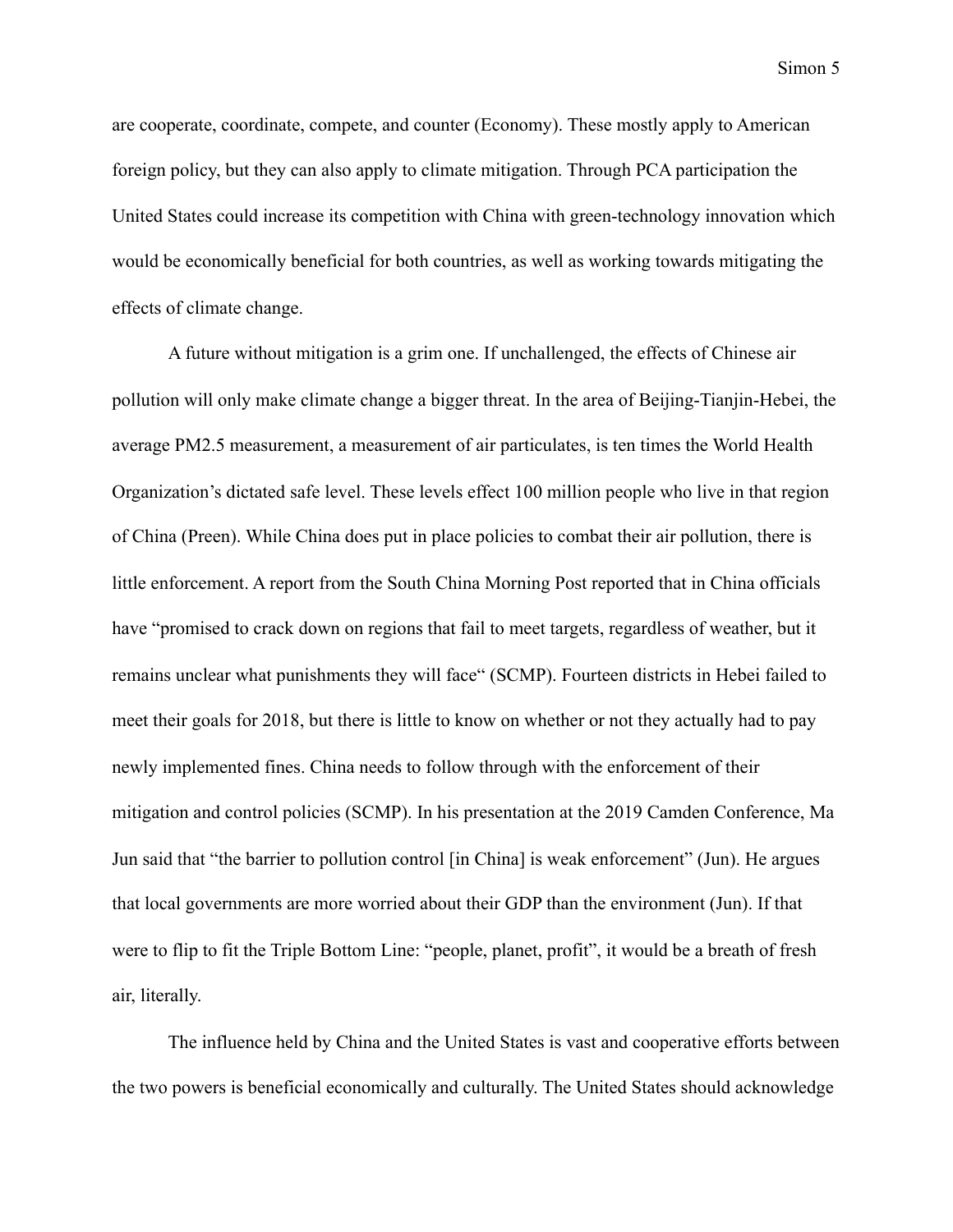are cooperate, coordinate, compete, and counter (Economy). These mostly apply to American foreign policy, but they can also apply to climate mitigation. Through PCA participation the United States could increase its competition with China with green-technology innovation which would be economically beneficial for both countries, as well as working towards mitigating the effects of climate change.

A future without mitigation is a grim one. If unchallenged, the effects of Chinese air pollution will only make climate change a bigger threat. In the area of Beijing-Tianjin-Hebei, the average PM2.5 measurement, a measurement of air particulates, is ten times the World Health Organization's dictated safe level. These levels effect 100 million people who live in that region of China (Preen). While China does put in place policies to combat their air pollution, there is little enforcement. A report from the South China Morning Post reported that in China officials have "promised to crack down on regions that fail to meet targets, regardless of weather, but it remains unclear what punishments they will face" (SCMP). Fourteen districts in Hebei failed to meet their goals for 2018, but there is little to know on whether or not they actually had to pay newly implemented fines. China needs to follow through with the enforcement of their mitigation and control policies (SCMP). In his presentation at the 2019 Camden Conference, Ma Jun said that "the barrier to pollution control [in China] is weak enforcement" (Jun). He argues that local governments are more worried about their GDP than the environment (Jun). If that were to flip to fit the Triple Bottom Line: "people, planet, profit", it would be a breath of fresh air, literally.

The influence held by China and the United States is vast and cooperative efforts between the two powers is beneficial economically and culturally. The United States should acknowledge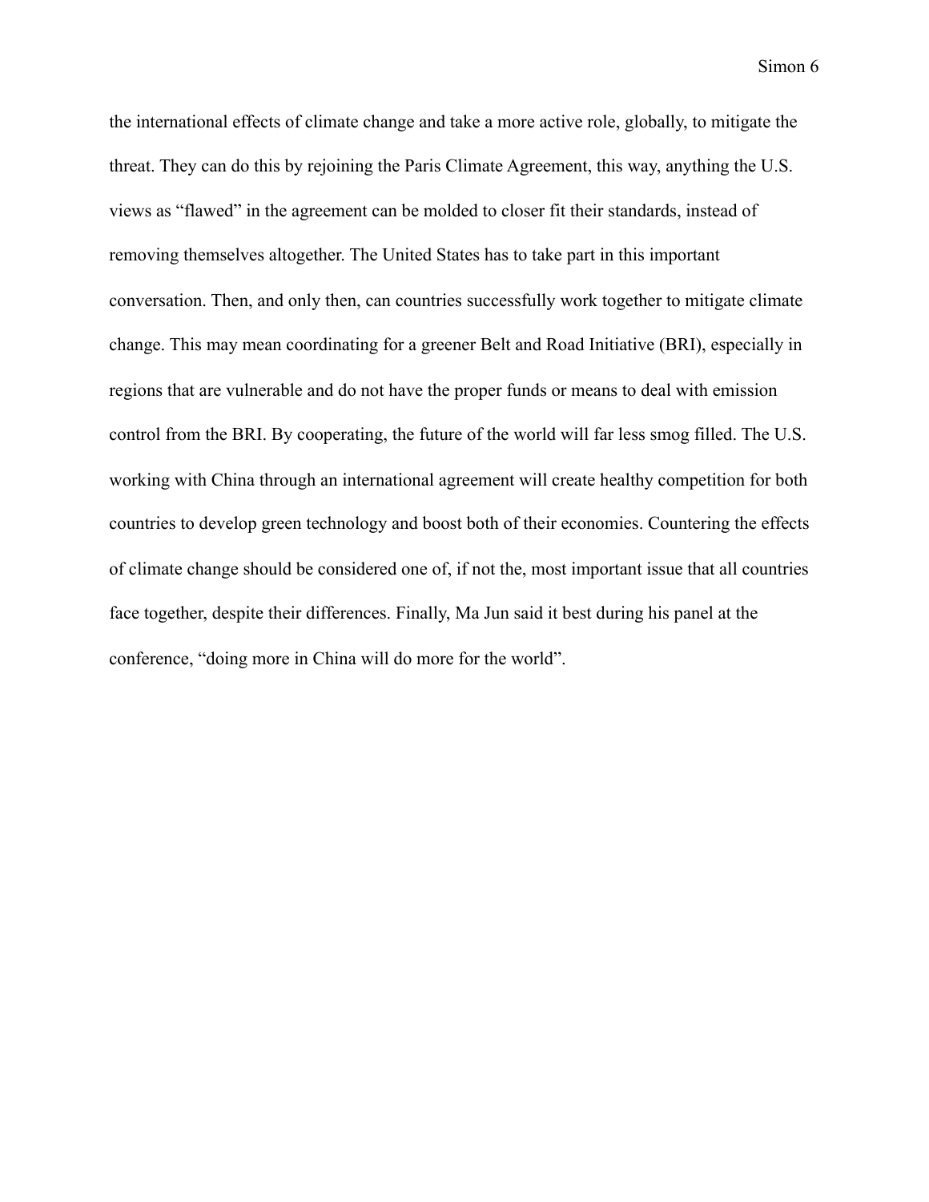the international effects of climate change and take a more active role, globally, to mitigate the threat. They can do this by rejoining the Paris Climate Agreement, this way, anything the U.S. views as "flawed" in the agreement can be molded to closer fit their standards, instead of removing themselves altogether. The United States has to take part in this important conversation. Then, and only then, can countries successfully work together to mitigate climate change. This may mean coordinating for a greener Belt and Road Initiative (BRI), especially in regions that are vulnerable and do not have the proper funds or means to deal with emission control from the BRI. By cooperating, the future of the world will far less smog filled. The U.S. working with China through an international agreement will create healthy competition for both countries to develop green technology and boost both of their economies. Countering the effects of climate change should be considered one of, if not the, most important issue that all countries face together, despite their differences. Finally, Ma Jun said it best during his panel at the conference, "doing more in China will do more for the world".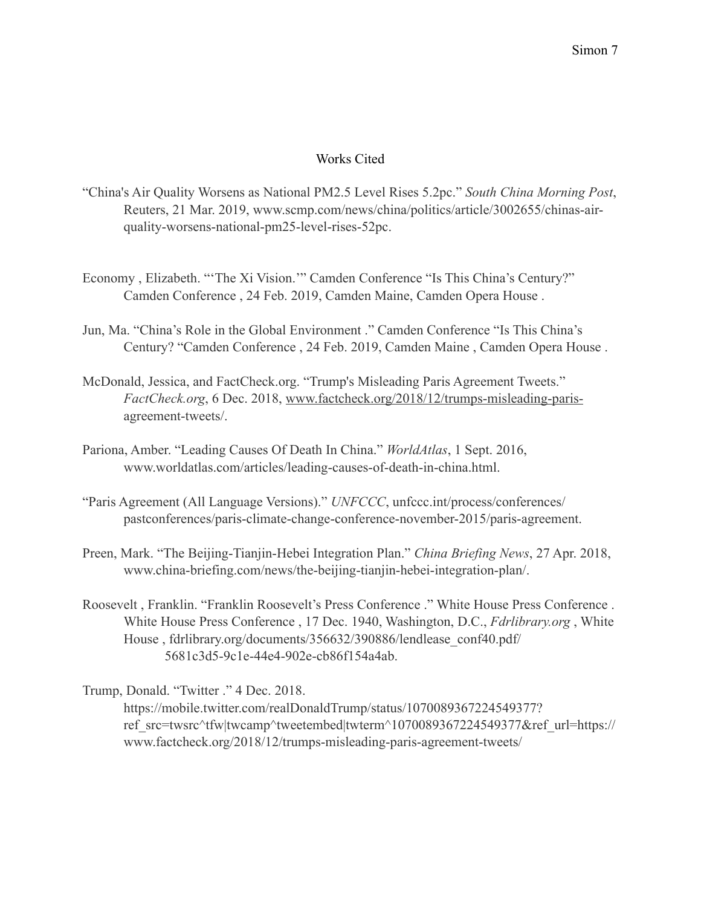## Works Cited

"China's Air Quality Worsens as National PM2.5 Level Rises 5.2pc." *South China Morning Post*, Reuters, 21 Mar. 2019, www.scmp.com/news/china/politics/article/3002655/chinas-air-quality-worsens-national-pm25-level-rises-52pc.

Economy , Elizabeth. "'The Xi Vision.'" Camden Conference "Is This China's Century?" Camden Conference , 24 Feb. 2019, Camden Maine, Camden Opera House .

Jun, Ma. "China's Role in the Global Environment ." Camden Conference "Is This China's Century? "Camden Conference , 24 Feb. 2019, Camden Maine , Camden Opera House .

McDonald, Jessica, and FactCheck.org. "Trump's Misleading Paris Agreement Tweets." *FactCheck.org*, 6 Dec. 2018, www.factcheck.org/2018/12/trumps-misleading-paris-agreement-tweets/.

Pariona, Amber. "Leading Causes Of Death In China." *WorldAtlas*, 1 Sept. 2016, www.worldatlas.com/articles/leading-causes-of-death-in-china.html.

"Paris Agreement (All Language Versions)." *UNFCCC*, unfccc.int/process/conferences/pastconferences/paris-climate-change-conference-november-2015/paris-agreement.

Preen, Mark. "The Beijing-Tianjin-Hebei Integration Plan." *China Briefing News*, 27 Apr. 2018, www.china-briefing.com/news/the-beijing-tianjin-hebei-integration-plan/.

Roosevelt , Franklin. "Franklin Roosevelt's Press Conference ." White House Press Conference . White House Press Conference , 17 Dec. 1940, Washington, D.C., *Fdrlibrary.org* , White House , fdrlibrary.org/documents/356632/390886/lendlease_conf40.pdf/5681c3d5-9c1e-44e4-902e-cb86f154a4ab.

Trump, Donald. "Twitter ." 4 Dec. 2018. https://mobile.twitter.com/realDonaldTrump/status/1070089367224549377?ref_src=twsrc^tfw|twcamp^tweetembed|twterm^1070089367224549377&ref_url=https://www.factcheck.org/2018/12/trumps-misleading-paris-agreement-tweets/